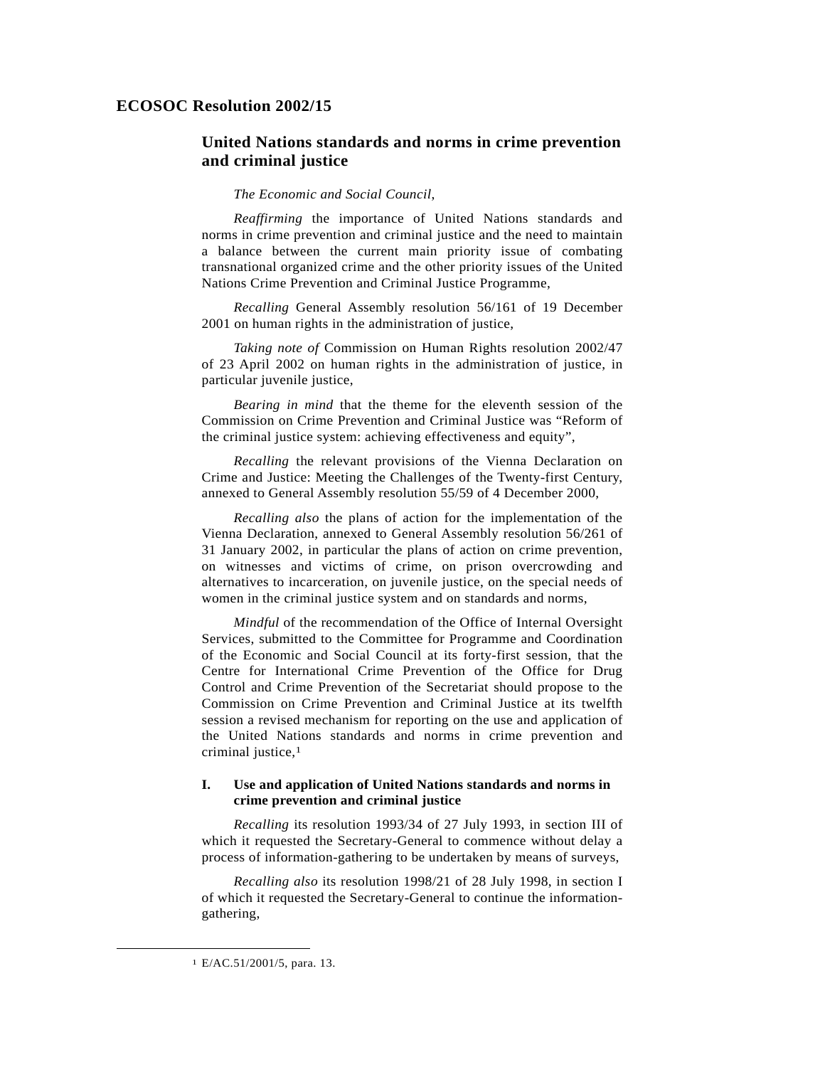# ECOSOC Resolution 2002/15

## United Nations standards and norms in crime prevention and criminal justice

*The Economic and Social Council*,

*Reaffirming* the importance of United Nations standards and norms in crime prevention and criminal justice and the need to maintain a balance between the current main priority issue of combating transnational organized crime and the other priority issues of the United Nations Crime Prevention and Criminal Justice Programme,

*Recalling* General Assembly resolution 56/161 of 19 December 2001 on human rights in the administration of justice,

*Taking note of* Commission on Human Rights resolution 2002/47 of 23 April 2002 on human rights in the administration of justice, in particular juvenile justice,

*Bearing in mind* that the theme for the eleventh session of the Commission on Crime Prevention and Criminal Justice was "Reform of the criminal justice system: achieving effectiveness and equity",

*Recalling* the relevant provisions of the Vienna Declaration on Crime and Justice: Meeting the Challenges of the Twenty-first Century, annexed to General Assembly resolution 55/59 of 4 December 2000,

*Recalling also* the plans of action for the implementation of the Vienna Declaration, annexed to General Assembly resolution 56/261 of 31 January 2002, in particular the plans of action on crime prevention, on witnesses and victims of crime, on prison overcrowding and alternatives to incarceration, on juvenile justice, on the special needs of women in the criminal justice system and on standards and norms,

*Mindful* of the recommendation of the Office of Internal Oversight Services, submitted to the Committee for Programme and Coordination of the Economic and Social Council at its forty-first session, that the Centre for International Crime Prevention of the Office for Drug Control and Crime Prevention of the Secretariat should propose to the Commission on Crime Prevention and Criminal Justice at its twelfth session a revised mechanism for reporting on the use and application of the United Nations standards and norms in crime prevention and criminal justice,[1]

### I. Use and application of United Nations standards and norms in crime prevention and criminal justice

*Recalling* its resolution 1993/34 of 27 July 1993, in section III of which it requested the Secretary-General to commence without delay a process of information-gathering to be undertaken by means of surveys,

*Recalling also* its resolution 1998/21 of 28 July 1998, in section I of which it requested the Secretary-General to continue the information-gathering,

---

[1] E/AC.51/2001/5, para. 13.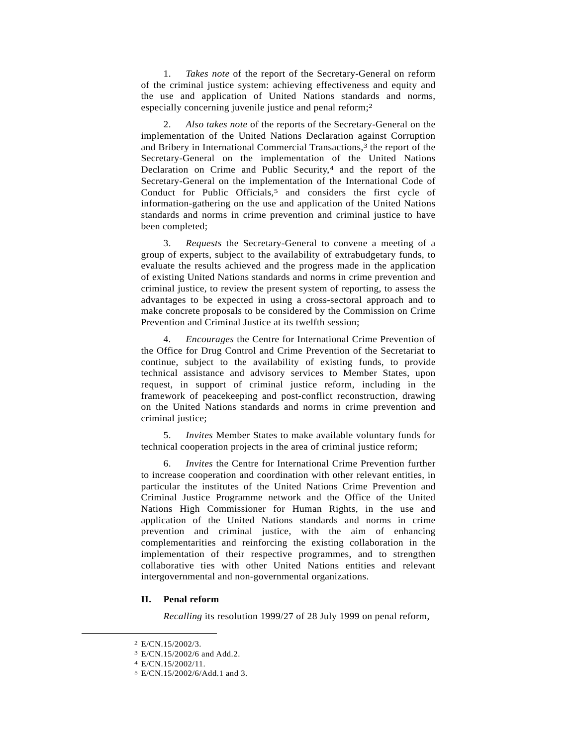1. *Takes note* of the report of the Secretary-General on reform of the criminal justice system: achieving effectiveness and equity and the use and application of United Nations standards and norms, especially concerning juvenile justice and penal reform;[2]

2. *Also takes note* of the reports of the Secretary-General on the implementation of the United Nations Declaration against Corruption and Bribery in International Commercial Transactions,[3] the report of the Secretary-General on the implementation of the United Nations Declaration on Crime and Public Security,[4] and the report of the Secretary-General on the implementation of the International Code of Conduct for Public Officials,[5] and considers the first cycle of information-gathering on the use and application of the United Nations standards and norms in crime prevention and criminal justice to have been completed;

3. *Requests* the Secretary-General to convene a meeting of a group of experts, subject to the availability of extrabudgetary funds, to evaluate the results achieved and the progress made in the application of existing United Nations standards and norms in crime prevention and criminal justice, to review the present system of reporting, to assess the advantages to be expected in using a cross-sectoral approach and to make concrete proposals to be considered by the Commission on Crime Prevention and Criminal Justice at its twelfth session;

4. *Encourages* the Centre for International Crime Prevention of the Office for Drug Control and Crime Prevention of the Secretariat to continue, subject to the availability of existing funds, to provide technical assistance and advisory services to Member States, upon request, in support of criminal justice reform, including in the framework of peacekeeping and post-conflict reconstruction, drawing on the United Nations standards and norms in crime prevention and criminal justice;

5. *Invites* Member States to make available voluntary funds for technical cooperation projects in the area of criminal justice reform;

6. *Invites* the Centre for International Crime Prevention further to increase cooperation and coordination with other relevant entities, in particular the institutes of the United Nations Crime Prevention and Criminal Justice Programme network and the Office of the United Nations High Commissioner for Human Rights, in the use and application of the United Nations standards and norms in crime prevention and criminal justice, with the aim of enhancing complementarities and reinforcing the existing collaboration in the implementation of their respective programmes, and to strengthen collaborative ties with other United Nations entities and relevant intergovernmental and non-governmental organizations.

## II. Penal reform

*Recalling* its resolution 1999/27 of 28 July 1999 on penal reform,

---

[2] E/CN.15/2002/3.

[3] E/CN.15/2002/6 and Add.2.

[4] E/CN.15/2002/11.

[5] E/CN.15/2002/6/Add.1 and 3.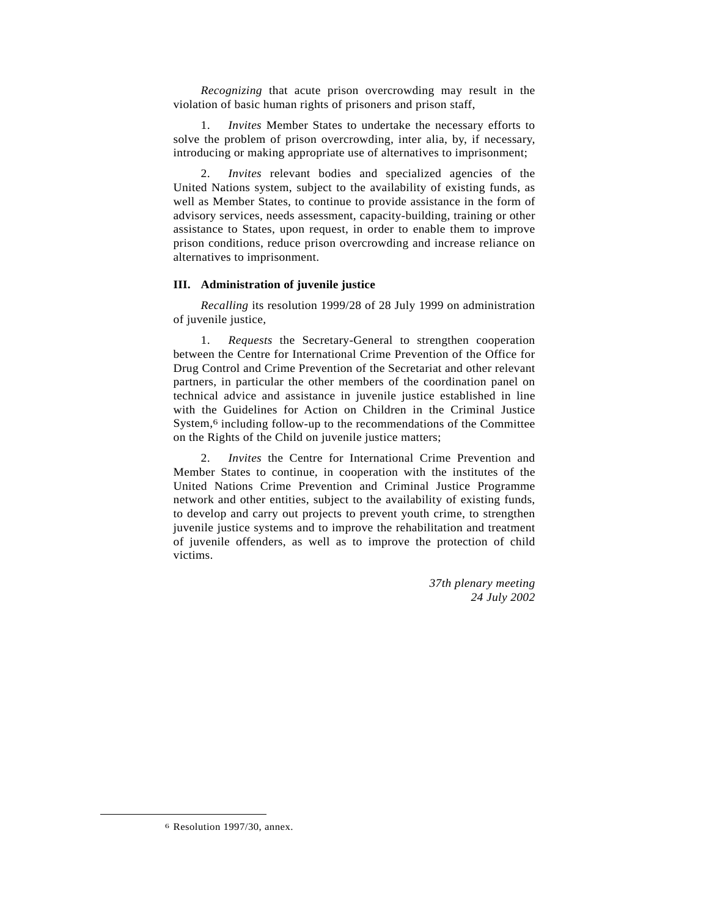*Recognizing* that acute prison overcrowding may result in the violation of basic human rights of prisoners and prison staff,

1. *Invites* Member States to undertake the necessary efforts to solve the problem of prison overcrowding, inter alia, by, if necessary, introducing or making appropriate use of alternatives to imprisonment;

2. *Invites* relevant bodies and specialized agencies of the United Nations system, subject to the availability of existing funds, as well as Member States, to continue to provide assistance in the form of advisory services, needs assessment, capacity-building, training or other assistance to States, upon request, in order to enable them to improve prison conditions, reduce prison overcrowding and increase reliance on alternatives to imprisonment.

### III. Administration of juvenile justice

*Recalling* its resolution 1999/28 of 28 July 1999 on administration of juvenile justice,

1. *Requests* the Secretary-General to strengthen cooperation between the Centre for International Crime Prevention of the Office for Drug Control and Crime Prevention of the Secretariat and other relevant partners, in particular the other members of the coordination panel on technical advice and assistance in juvenile justice established in line with the Guidelines for Action on Children in the Criminal Justice System,[6] including follow-up to the recommendations of the Committee on the Rights of the Child on juvenile justice matters;

2. *Invites* the Centre for International Crime Prevention and Member States to continue, in cooperation with the institutes of the United Nations Crime Prevention and Criminal Justice Programme network and other entities, subject to the availability of existing funds, to develop and carry out projects to prevent youth crime, to strengthen juvenile justice systems and to improve the rehabilitation and treatment of juvenile offenders, as well as to improve the protection of child victims.

*37th plenary meeting*
*24 July 2002*

[6] Resolution 1997/30, annex.